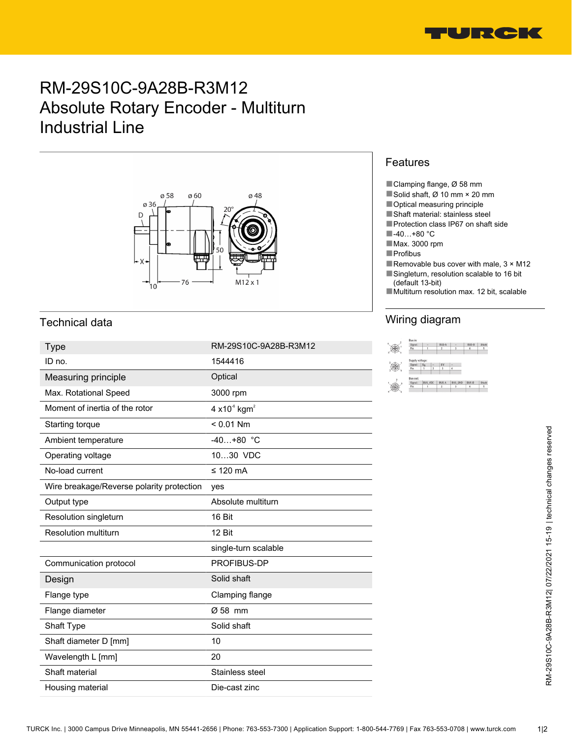# RM-29S10C-9A28B-R3M12
# Absolute Rotary Encoder - Multiturn
# Industrial Line

## Features

- Clamping flange, Ø 58 mm
- Solid shaft, Ø 10 mm × 20 mm
- Optical measuring principle
- Shaft material: stainless steel
- Protection class IP67 on shaft side
- -40…+80 °C
- Max. 3000 rpm
- Profibus
- Removable bus cover with male, 3 × M12
- Singleturn, resolution scalable to 16 bit (default 13-bit)
- Multiturn resolution max. 12 bit, scalable

## Technical data

| Type | RM-29S10C-9A28B-R3M12 |
|---|---|
| ID no. | 1544416 |
| **Measuring principle** | Optical |
| Max. Rotational Speed | 3000 rpm |
| Moment of inertia of the rotor | 4 x10$^{-6}$ kgm$^2$ |
| Starting torque | < 0.01 Nm |
| Ambient temperature | -40…+80 °C |
| Operating voltage | 10…30 VDC |
| No-load current | ≤ 120 mA |
| Wire breakage/Reverse polarity protection | yes |
| Output type | Absolute multiturn |
| Resolution singleturn | 16 Bit |
| Resolution multiturn | 12 Bit |
| | single-turn scalable |
| Communication protocol | PROFIBUS-DP |
| **Design** | Solid shaft |
| Flange type | Clamping flange |
| Flange diameter | Ø 58 mm |
| Shaft Type | Solid shaft |
| Shaft diameter D [mm] | 10 |
| Wavelength L [mm] | 20 |
| Shaft material | Stainless steel |
| Housing material | Die-cast zinc |

## Wiring diagram

Bus in:

| Signal | – | BUS-A | – | BUS-B | Shield |
|---|---|---|---|---|---|
| Pin | 1 | 2 | 3 | 4 | 5 |

Supply voltage:

| Signal | Ub | – | 0 V | – |
|---|---|---|---|---|
| Pin | 1 | 2 | 3 | 4 |

Bus out:

| Signal | BUS_VDC | BUS-A | BUS_GND | BUS-B | Shield |
|---|---|---|---|---|---|
| Pin | 1 | 2 | 3 | 4 | 5 |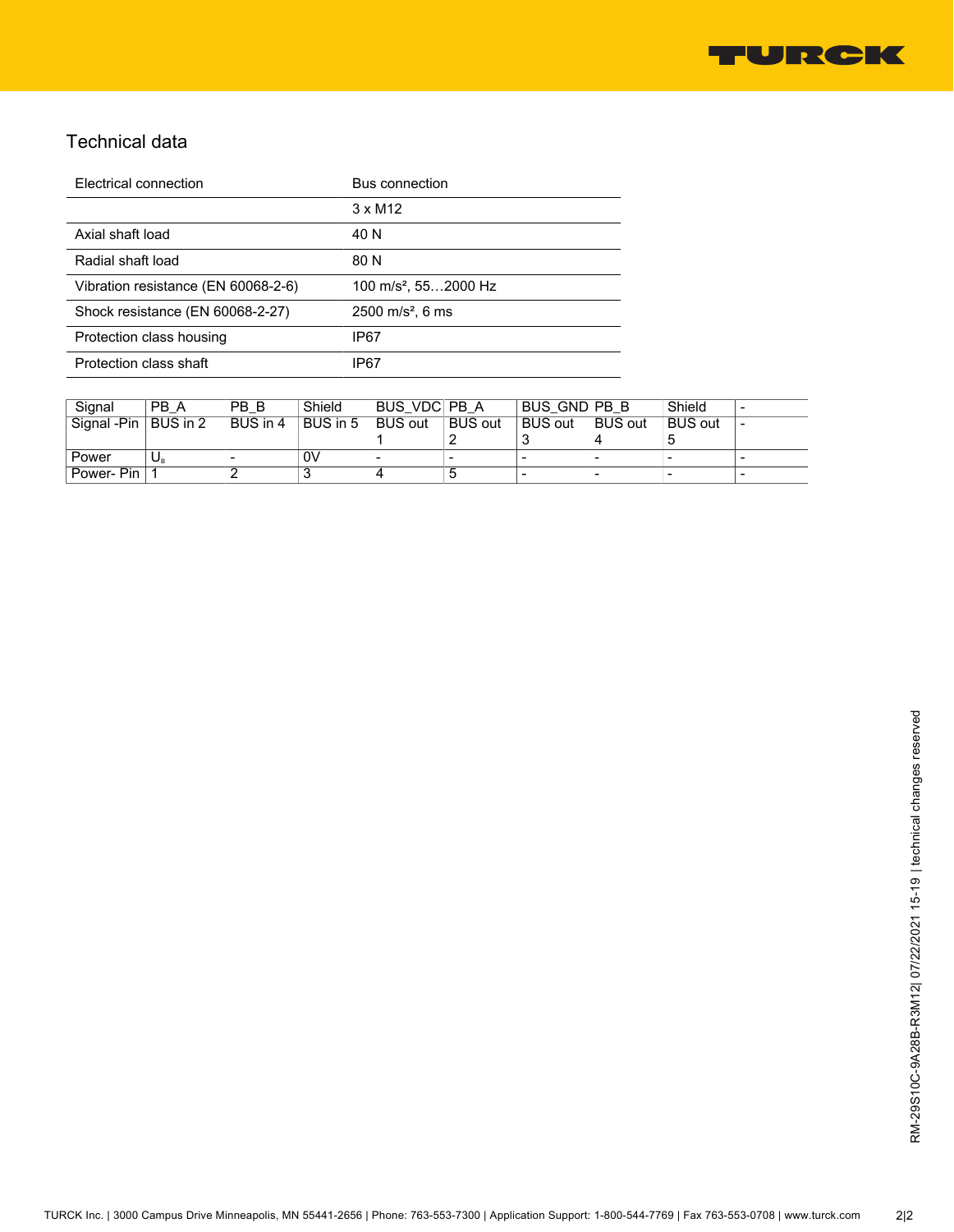## Technical data

| | |
|---|---|
| Electrical connection | Bus connection |
| | 3 x M12 |
| Axial shaft load | 40 N |
| Radial shaft load | 80 N |
| Vibration resistance (EN 60068-2-6) | 100 m/s², 55…2000 Hz |
| Shock resistance (EN 60068-2-27) | 2500 m/s², 6 ms |
| Protection class housing | IP67 |
| Protection class shaft | IP67 |

| | | | | | | | | | |
|---|---|---|---|---|---|---|---|---|---|
| Signal | PB_A | PB_B | Shield | BUS_VDC | PB_A | BUS_GND | PB_B | Shield | - |
| Signal -Pin | BUS in 2 | BUS in 4 | BUS in 5 | BUS out 1 | BUS out 2 | BUS out 3 | BUS out 4 | BUS out 5 | - |
| Power | $U_B$ | - | 0V | - | - | - | - | - | - |
| Power- Pin | 1 | 2 | 3 | 4 | 5 | - | - | - | - |

RM-29S10C-9A28B-R3M12| 07/22/2021 15-19 | technical changes reserved

TURCK Inc. | 3000 Campus Drive Minneapolis, MN 55441-2656 | Phone: 763-553-7300 | Application Support: 1-800-544-7769 | Fax 763-553-0708 | www.turck.com